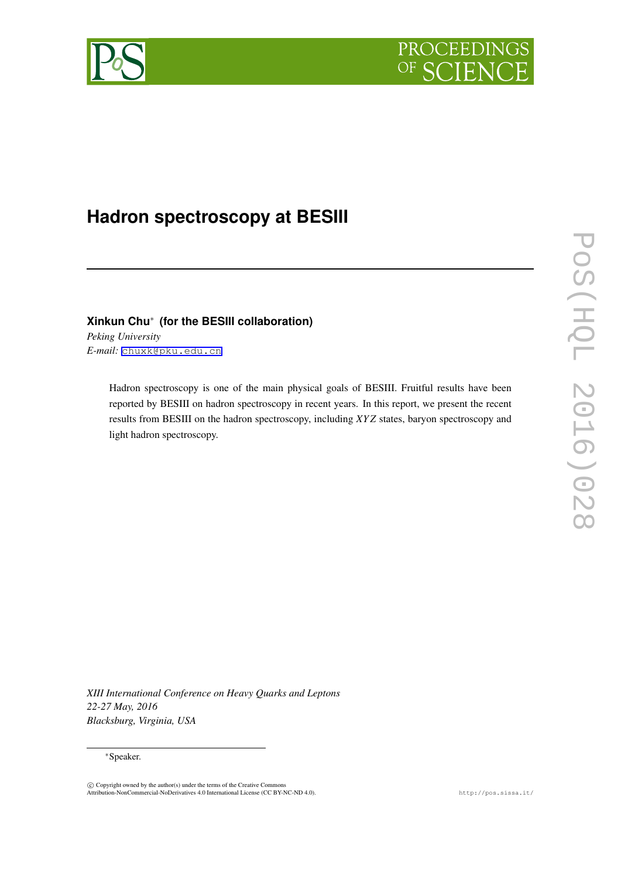# Hadron spectroscopy at BESIII

**Xinkun Chu**[∗] **(for the BESIII collaboration)**

*Peking University*

*E-mail:* chuxk@pku.edu.cn

Hadron spectroscopy is one of the main physical goals of BESIII. Fruitful results have been reported by BESIII on hadron spectroscopy in recent years. In this report, we present the recent results from BESIII on the hadron spectroscopy, including $XYZ$ states, baryon spectroscopy and light hadron spectroscopy.

*XIII International Conference on Heavy Quarks and Leptons*
*22-27 May, 2016*
*Blacksburg, Virginia, USA*

[∗]Speaker.

© Copyright owned by the author(s) under the terms of the Creative Commons Attribution-NonCommercial-NoDerivatives 4.0 International License (CC BY-NC-ND 4.0).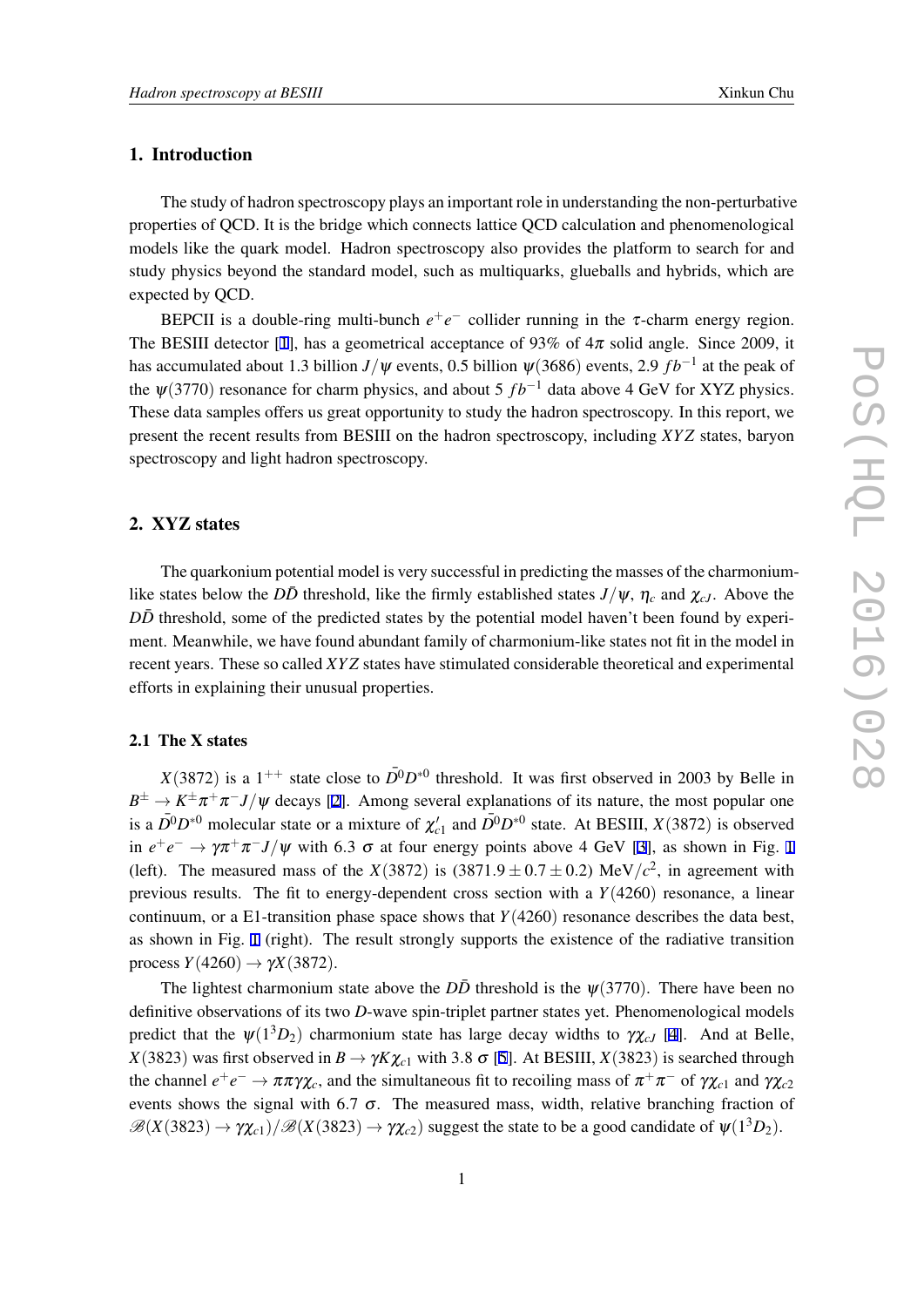## 1. Introduction

The study of hadron spectroscopy plays an important role in understanding the non-perturbative properties of QCD. It is the bridge which connects lattice QCD calculation and phenomenological models like the quark model. Hadron spectroscopy also provides the platform to search for and study physics beyond the standard model, such as multiquarks, glueballs and hybrids, which are expected by QCD.

BEPCII is a double-ring multi-bunch $e^+e^-$ collider running in the $\tau$-charm energy region. The BESIII detector [1], has a geometrical acceptance of 93% of $4\pi$ solid angle. Since 2009, it has accumulated about 1.3 billion $J/\psi$ events, 0.5 billion $\psi(3686)$ events, 2.9 $fb^{-1}$ at the peak of the $\psi(3770)$ resonance for charm physics, and about 5 $fb^{-1}$ data above 4 GeV for XYZ physics. These data samples offers us great opportunity to study the hadron spectroscopy. In this report, we present the recent results from BESIII on the hadron spectroscopy, including $XYZ$ states, baryon spectroscopy and light hadron spectroscopy.

## 2. XYZ states

The quarkonium potential model is very successful in predicting the masses of the charmonium-like states below the $D\bar{D}$ threshold, like the firmly established states $J/\psi$, $\eta_c$ and $\chi_{cJ}$. Above the $D\bar{D}$ threshold, some of the predicted states by the potential model haven't been found by experiment. Meanwhile, we have found abundant family of charmonium-like states not fit in the model in recent years. These so called $XYZ$ states have stimulated considerable theoretical and experimental efforts in explaining their unusual properties.

### 2.1 The X states

$X(3872)$ is a $1^{++}$ state close to $\bar{D}^0D^{*0}$ threshold. It was first observed in 2003 by Belle in $B^{\pm} \to K^{\pm}\pi^+\pi^-J/\psi$ decays [2]. Among several explanations of its nature, the most popular one is a $\bar{D}^0D^{*0}$ molecular state or a mixture of $\chi'_{c1}$ and $\bar{D}^0D^{*0}$ state. At BESIII, $X(3872)$ is observed in $e^+e^- \to \gamma\pi^+\pi^-J/\psi$ with 6.3 $\sigma$ at four energy points above 4 GeV [3], as shown in Fig. 1 (left). The measured mass of the $X(3872)$ is $(3871.9 \pm 0.7 \pm 0.2)$ MeV/$c^2$, in agreement with previous results. The fit to energy-dependent cross section with a $Y(4260)$ resonance, a linear continuum, or a E1-transition phase space shows that $Y(4260)$ resonance describes the data best, as shown in Fig. 1 (right). The result strongly supports the existence of the radiative transition process $Y(4260) \to \gamma X(3872)$.

The lightest charmonium state above the $D\bar{D}$ threshold is the $\psi(3770)$. There have been no definitive observations of its two $D$-wave spin-triplet partner states yet. Phenomenological models predict that the $\psi(1^3D_2)$ charmonium state has large decay widths to $\gamma\chi_{cJ}$ [4]. And at Belle, $X(3823)$ was first observed in $B \to \gamma K\chi_{c1}$ with 3.8 $\sigma$ [5]. At BESIII, $X(3823)$ is searched through the channel $e^+e^- \to \pi\pi\gamma\chi_c$, and the simultaneous fit to recoiling mass of $\pi^+\pi^-$ of $\gamma\chi_{c1}$ and $\gamma\chi_{c2}$ events shows the signal with 6.7 $\sigma$. The measured mass, width, relative branching fraction of $\mathscr{B}(X(3823) \to \gamma\chi_{c1})/\mathscr{B}(X(3823) \to \gamma\chi_{c2})$ suggest the state to be a good candidate of $\psi(1^3D_2)$.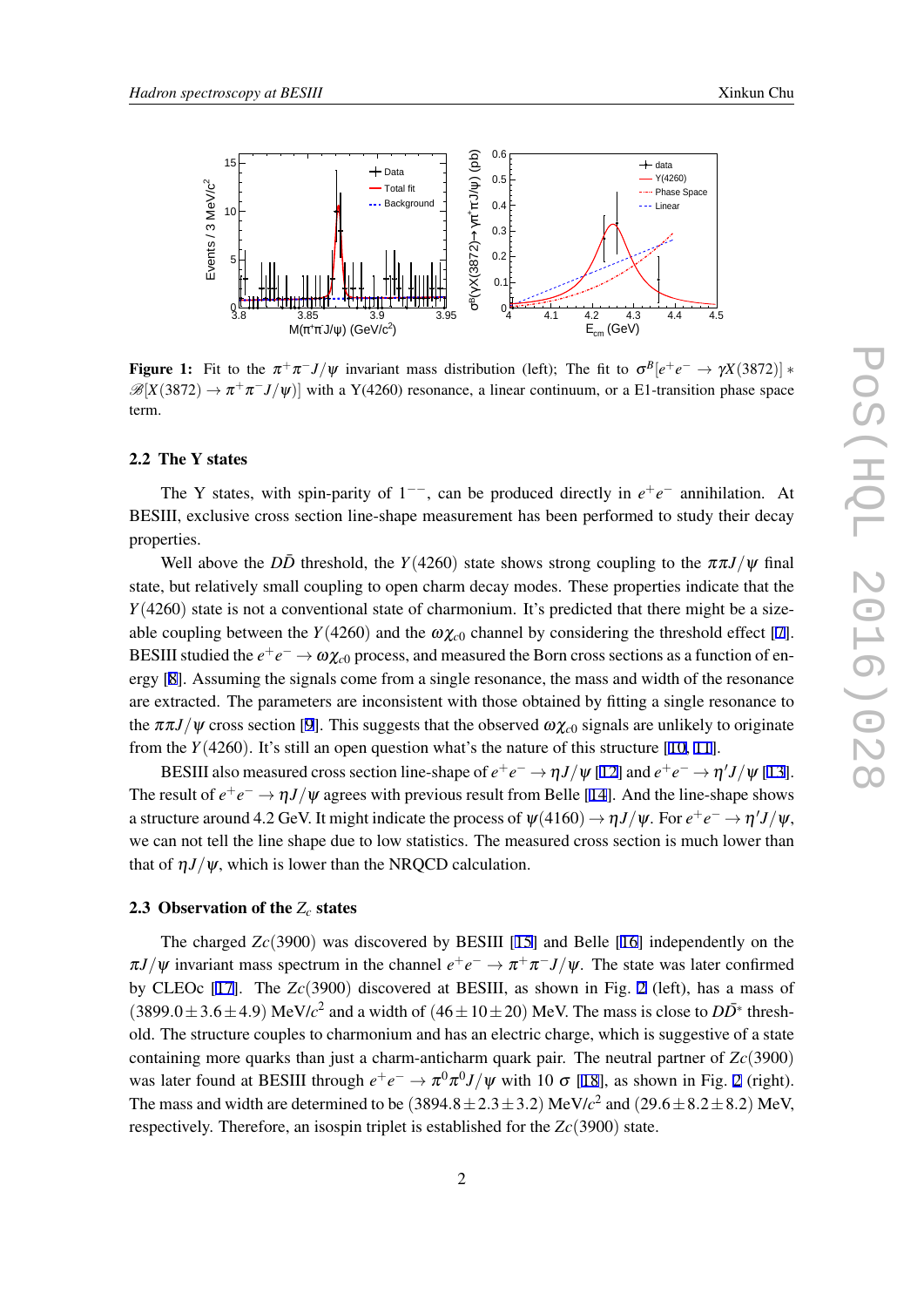**Figure 1:** Fit to the $\pi^+\pi^- J/\psi$ invariant mass distribution (left); The fit to $\sigma^B[e^+e^- \to \gamma X(3872)] * \mathscr{B}[X(3872) \to \pi^+\pi^- J/\psi)]$ with a Y(4260) resonance, a linear continuum, or a E1-transition phase space term.

### 2.2 The Y states

The Y states, with spin-parity of $1^{--}$, can be produced directly in $e^+e^-$ annihilation. At BESIII, exclusive cross section line-shape measurement has been performed to study their decay properties.

Well above the $D\bar{D}$ threshold, the $Y(4260)$ state shows strong coupling to the $\pi\pi J/\psi$ final state, but relatively small coupling to open charm decay modes. These properties indicate that the $Y(4260)$ state is not a conventional state of charmonium. It's predicted that there might be a size-able coupling between the $Y(4260)$ and the $\omega\chi_{c0}$ channel by considering the threshold effect [7]. BESIII studied the $e^+e^- \to \omega\chi_{c0}$ process, and measured the Born cross sections as a function of energy [8]. Assuming the signals come from a single resonance, the mass and width of the resonance are extracted. The parameters are inconsistent with those obtained by fitting a single resonance to the $\pi\pi J/\psi$ cross section [9]. This suggests that the observed $\omega\chi_{c0}$ signals are unlikely to originate from the $Y(4260)$. It's still an open question what's the nature of this structure [10, 11].

BESIII also measured cross section line-shape of $e^+e^- \to \eta J/\psi$ [12] and $e^+e^- \to \eta' J/\psi$ [13]. The result of $e^+e^- \to \eta J/\psi$ agrees with previous result from Belle [14]. And the line-shape shows a structure around 4.2 GeV. It might indicate the process of $\psi(4160) \to \eta J/\psi$. For $e^+e^- \to \eta' J/\psi$, we can not tell the line shape due to low statistics. The measured cross section is much lower than that of $\eta J/\psi$, which is lower than the NRQCD calculation.

### 2.3 Observation of the $Z_c$ states

The charged $Zc(3900)$ was discovered by BESIII [15] and Belle [16] independently on the $\pi J/\psi$ invariant mass spectrum in the channel $e^+e^- \to \pi^+\pi^- J/\psi$. The state was later confirmed by CLEOc [17]. The $Zc(3900)$ discovered at BESIII, as shown in Fig. 2 (left), has a mass of $(3899.0 \pm 3.6 \pm 4.9)$ MeV/$c^2$ and a width of $(46 \pm 10 \pm 20)$ MeV. The mass is close to $D\bar{D}^*$ threshold. The structure couples to charmonium and has an electric charge, which is suggestive of a state containing more quarks than just a charm-anticharm quark pair. The neutral partner of $Zc(3900)$ was later found at BESIII through $e^+e^- \to \pi^0\pi^0 J/\psi$ with 10 $\sigma$ [18], as shown in Fig. 2 (right). The mass and width are determined to be $(3894.8 \pm 2.3 \pm 3.2)$ MeV/$c^2$ and $(29.6 \pm 8.2 \pm 8.2)$ MeV, respectively. Therefore, an isospin triplet is established for the $Zc(3900)$ state.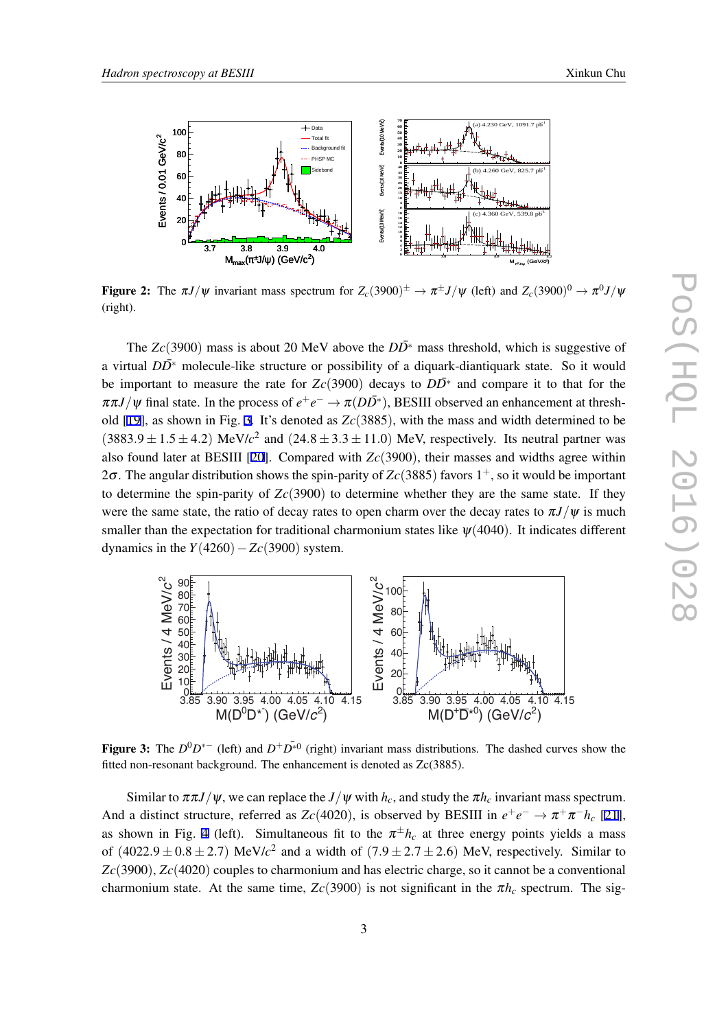**Figure 2:** The $\pi J/\psi$ invariant mass spectrum for $Z_c(3900)^{\pm} \to \pi^{\pm} J/\psi$ (left) and $Z_c(3900)^0 \to \pi^0 J/\psi$ (right).

The $Zc(3900)$ mass is about 20 MeV above the $D\bar{D}^*$ mass threshold, which is suggestive of a virtual $D\bar{D}^*$ molecule-like structure or possibility of a diquark-diantiquark state. So it would be important to measure the rate for $Zc(3900)$ decays to $D\bar{D}^*$ and compare it to that for the $\pi\pi J/\psi$ final state. In the process of $e^+e^- \to \pi(D\bar{D}^*)$, BESIII observed an enhancement at threshold [19], as shown in Fig. 3. It's denoted as $Zc(3885)$, with the mass and width determined to be $(3883.9 \pm 1.5 \pm 4.2)$ MeV/$c^2$ and $(24.8 \pm 3.3 \pm 11.0)$ MeV, respectively. Its neutral partner was also found later at BESIII [20]. Compared with $Zc(3900)$, their masses and widths agree within $2\sigma$. The angular distribution shows the spin-parity of $Zc(3885)$ favors $1^+$, so it would be important to determine the spin-parity of $Zc(3900)$ to determine whether they are the same state. If they were the same state, the ratio of decay rates to open charm over the decay rates to $\pi J/\psi$ is much smaller than the expectation for traditional charmonium states like $\psi(4040)$. It indicates different dynamics in the $Y(4260) - Zc(3900)$ system.

**Figure 3:** The $D^0 D^{*-}$ (left) and $D^+ \bar{D}^{*0}$ (right) invariant mass distributions. The dashed curves show the fitted non-resonant background. The enhancement is denoted as Zc(3885).

Similar to $\pi\pi J/\psi$, we can replace the $J/\psi$ with $h_c$, and study the $\pi h_c$ invariant mass spectrum. And a distinct structure, referred as $Zc(4020)$, is observed by BESIII in $e^+e^- \to \pi^+\pi^- h_c$ [21], as shown in Fig. 4 (left). Simultaneous fit to the $\pi^{\pm} h_c$ at three energy points yields a mass of $(4022.9 \pm 0.8 \pm 2.7)$ MeV/$c^2$ and a width of $(7.9 \pm 2.7 \pm 2.6)$ MeV, respectively. Similar to $Zc(3900)$, $Zc(4020)$ couples to charmonium and has electric charge, so it cannot be a conventional charmonium state. At the same time, $Zc(3900)$ is not significant in the $\pi h_c$ spectrum. The sig-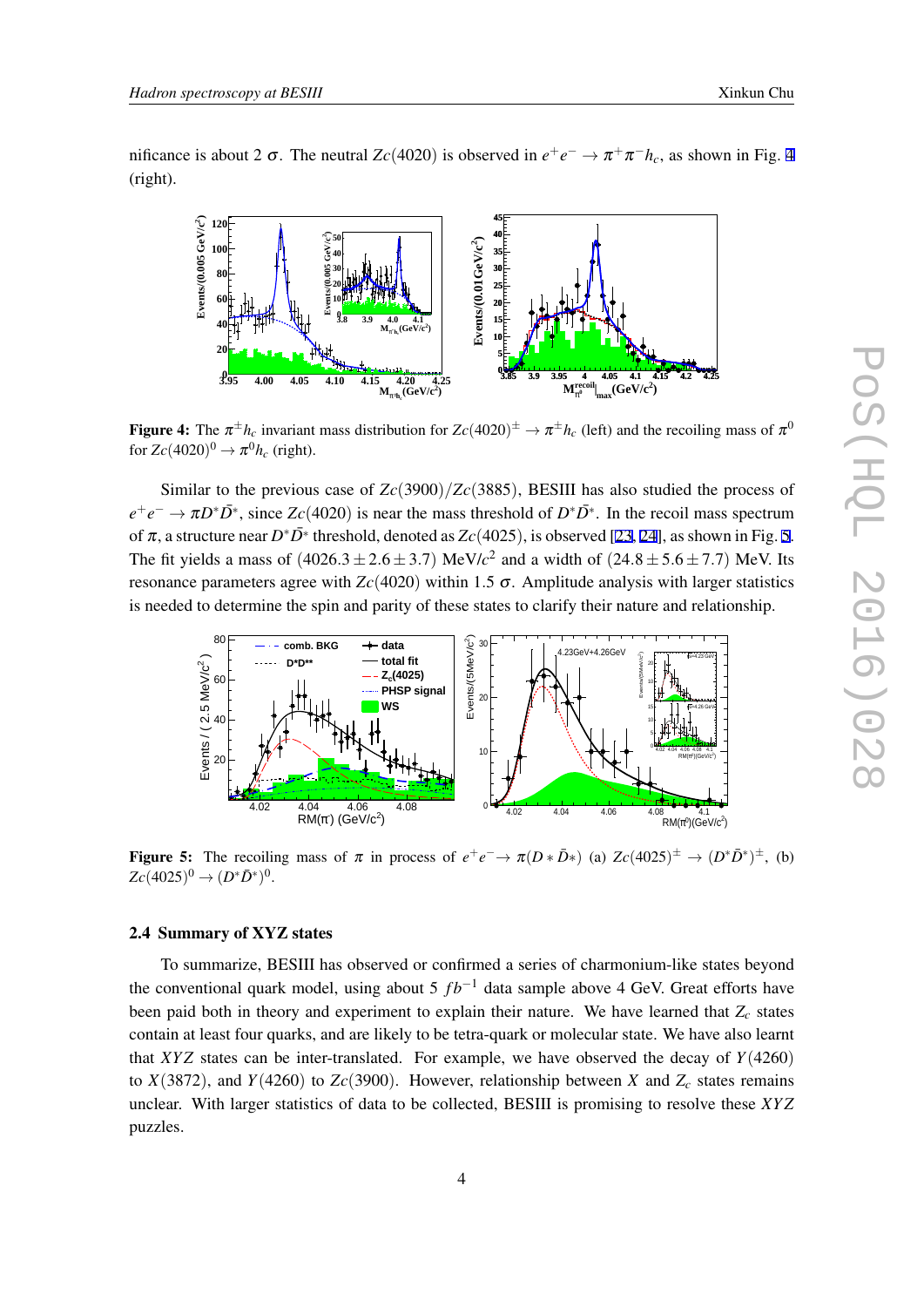nificance is about 2 $\sigma$. The neutral $Zc(4020)$ is observed in $e^+e^- \to \pi^+\pi^- h_c$, as shown in Fig. 4 (right).

**Figure 4:** The $\pi^\pm h_c$ invariant mass distribution for $Zc(4020)^\pm \to \pi^\pm h_c$ (left) and the recoiling mass of $\pi^0$ for $Zc(4020)^0 \to \pi^0 h_c$ (right).

Similar to the previous case of $Zc(3900)/Zc(3885)$, BESIII has also studied the process of $e^+e^- \to \pi D^*\bar{D}^*$, since $Zc(4020)$ is near the mass threshold of $D^*\bar{D}^*$. In the recoil mass spectrum of $\pi$, a structure near $D^*\bar{D}^*$ threshold, denoted as $Zc(4025)$, is observed [23, 24], as shown in Fig. 5. The fit yields a mass of $(4026.3 \pm 2.6 \pm 3.7)$ MeV/$c^2$ and a width of $(24.8 \pm 5.6 \pm 7.7)$ MeV. Its resonance parameters agree with $Zc(4020)$ within 1.5 $\sigma$. Amplitude analysis with larger statistics is needed to determine the spin and parity of these states to clarify their nature and relationship.

**Figure 5:** The recoiling mass of $\pi$ in process of $e^+e^- \to \pi(D*\bar{D}*)$ (a) $Zc(4025)^\pm \to (D^*\bar{D}^*)^\pm$, (b) $Zc(4025)^0 \to (D^*\bar{D}^*)^0$.

### 2.4 Summary of XYZ states

To summarize, BESIII has observed or confirmed a series of charmonium-like states beyond the conventional quark model, using about 5 $fb^{-1}$ data sample above 4 GeV. Great efforts have been paid both in theory and experiment to explain their nature. We have learned that $Z_c$ states contain at least four quarks, and are likely to be tetra-quark or molecular state. We have also learnt that $XYZ$ states can be inter-translated. For example, we have observed the decay of $Y(4260)$ to $X(3872)$, and $Y(4260)$ to $Zc(3900)$. However, relationship between $X$ and $Z_c$ states remains unclear. With larger statistics of data to be collected, BESIII is promising to resolve these $XYZ$ puzzles.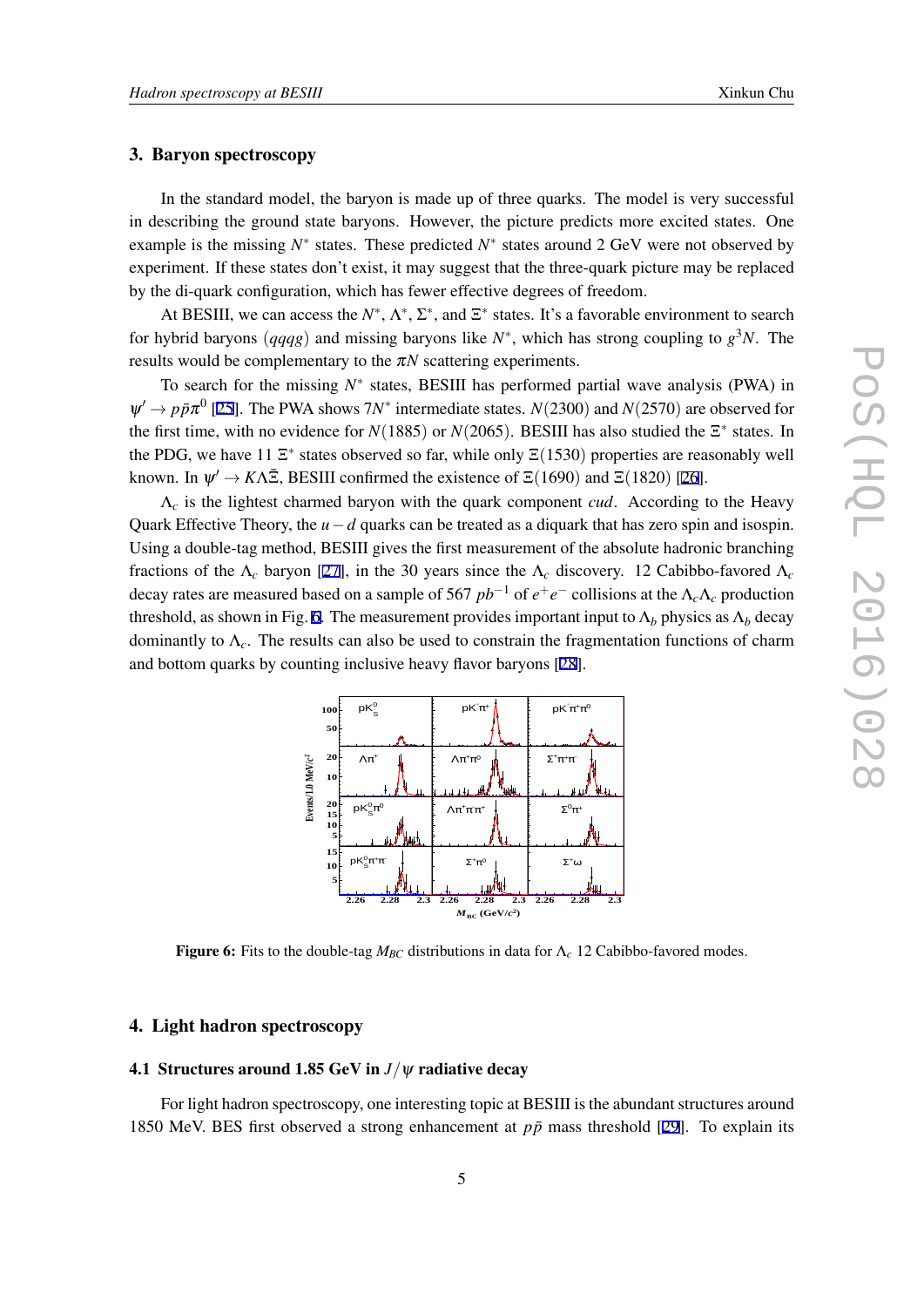## 3. Baryon spectroscopy

In the standard model, the baryon is made up of three quarks. The model is very successful in describing the ground state baryons. However, the picture predicts more excited states. One example is the missing $N^*$ states. These predicted $N^*$ states around 2 GeV were not observed by experiment. If these states don't exist, it may suggest that the three-quark picture may be replaced by the di-quark configuration, which has fewer effective degrees of freedom.

At BESIII, we can access the $N^*$, $\Lambda^*$, $\Sigma^*$, and $\Xi^*$ states. It's a favorable environment to search for hybrid baryons ($qqqg$) and missing baryons like $N^*$, which has strong coupling to $g^3N$. The results would be complementary to the $\pi N$ scattering experiments.

To search for the missing $N^*$ states, BESIII has performed partial wave analysis (PWA) in $\psi' \to p\bar{p}\pi^0$ [25]. The PWA shows $7N^*$ intermediate states. $N(2300)$ and $N(2570)$ are observed for the first time, with no evidence for $N(1885)$ or $N(2065)$. BESIII has also studied the $\Xi^*$ states. In the PDG, we have 11 $\Xi^*$ states observed so far, while only $\Xi(1530)$ properties are reasonably well known. In $\psi' \to K\Lambda\bar{\Xi}$, BESIII confirmed the existence of $\Xi(1690)$ and $\Xi(1820)$ [26].

$\Lambda_c$ is the lightest charmed baryon with the quark component $cud$. According to the Heavy Quark Effective Theory, the $u-d$ quarks can be treated as a diquark that has zero spin and isospin. Using a double-tag method, BESIII gives the first measurement of the absolute hadronic branching fractions of the $\Lambda_c$ baryon [27], in the 30 years since the $\Lambda_c$ discovery. 12 Cabibbo-favored $\Lambda_c$ decay rates are measured based on a sample of 567 $pb^{-1}$ of $e^+e^-$ collisions at the $\Lambda_c\Lambda_c$ production threshold, as shown in Fig. 6. The measurement provides important input to $\Lambda_b$ physics as $\Lambda_b$ decay dominantly to $\Lambda_c$. The results can also be used to constrain the fragmentation functions of charm and bottom quarks by counting inclusive heavy flavor baryons [28].

**Figure 6:** Fits to the double-tag $M_{BC}$ distributions in data for $\Lambda_c$ 12 Cabibbo-favored modes.

## 4. Light hadron spectroscopy

### 4.1 Structures around 1.85 GeV in $J/\psi$ radiative decay

For light hadron spectroscopy, one interesting topic at BESIII is the abundant structures around 1850 MeV. BES first observed a strong enhancement at $p\bar{p}$ mass threshold [29]. To explain its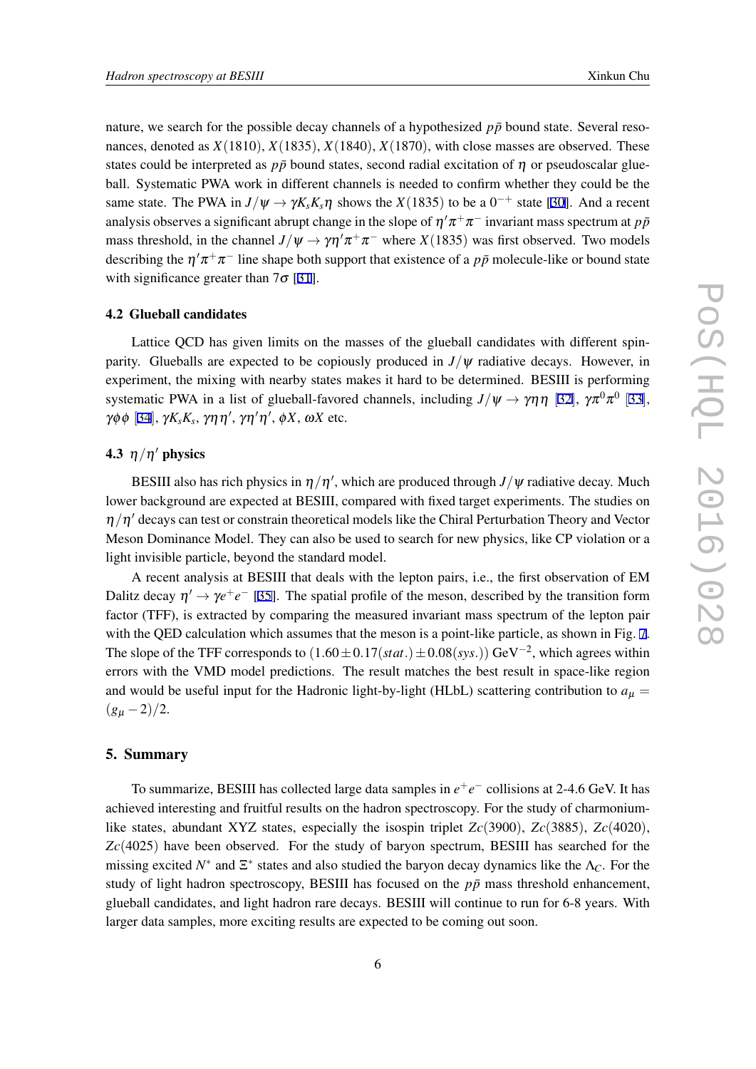nature, we search for the possible decay channels of a hypothesized $p\bar{p}$ bound state. Several resonances, denoted as $X(1810)$, $X(1835)$, $X(1840)$, $X(1870)$, with close masses are observed. These states could be interpreted as $p\bar{p}$ bound states, second radial excitation of $\eta$ or pseudoscalar glueball. Systematic PWA work in different channels is needed to confirm whether they could be the same state. The PWA in $J/\psi \to \gamma K_s K_s \eta$ shows the $X(1835)$ to be a $0^{-+}$ state [30]. And a recent analysis observes a significant abrupt change in the slope of $\eta'\pi^+\pi^-$ invariant mass spectrum at $p\bar{p}$ mass threshold, in the channel $J/\psi \to \gamma\eta'\pi^+\pi^-$ where $X(1835)$ was first observed. Two models describing the $\eta'\pi^+\pi^-$ line shape both support that existence of a $p\bar{p}$ molecule-like or bound state with significance greater than $7\sigma$ [31].

### 4.2 Glueball candidates

Lattice QCD has given limits on the masses of the glueball candidates with different spin-parity. Glueballs are expected to be copiously produced in $J/\psi$ radiative decays. However, in experiment, the mixing with nearby states makes it hard to be determined. BESIII is performing systematic PWA in a list of glueball-favored channels, including $J/\psi \to \gamma\eta\eta$ [32], $\gamma\pi^0\pi^0$ [33], $\gamma\phi\phi$ [34], $\gamma K_s K_s$, $\gamma\eta\eta'$, $\gamma\eta'\eta'$, $\phi X$, $\omega X$ etc.

### 4.3 $\eta/\eta'$ physics

BESIII also has rich physics in $\eta/\eta'$, which are produced through $J/\psi$ radiative decay. Much lower background are expected at BESIII, compared with fixed target experiments. The studies on $\eta/\eta'$ decays can test or constrain theoretical models like the Chiral Perturbation Theory and Vector Meson Dominance Model. They can also be used to search for new physics, like CP violation or a light invisible particle, beyond the standard model.

A recent analysis at BESIII that deals with the lepton pairs, i.e., the first observation of EM Dalitz decay $\eta' \to \gamma e^+e^-$ [35]. The spatial profile of the meson, described by the transition form factor (TFF), is extracted by comparing the measured invariant mass spectrum of the lepton pair with the QED calculation which assumes that the meson is a point-like particle, as shown in Fig. 7. The slope of the TFF corresponds to $(1.60 \pm 0.17(stat.) \pm 0.08(sys.))$ GeV$^{-2}$, which agrees within errors with the VMD model predictions. The result matches the best result in space-like region and would be useful input for the Hadronic light-by-light (HLbL) scattering contribution to $a_\mu = (g_\mu - 2)/2$.

## 5. Summary

To summarize, BESIII has collected large data samples in $e^+e^-$ collisions at 2-4.6 GeV. It has achieved interesting and fruitful results on the hadron spectroscopy. For the study of charmonium-like states, abundant XYZ states, especially the isospin triplet $Zc(3900)$, $Zc(3885)$, $Zc(4020)$, $Zc(4025)$ have been observed. For the study of baryon spectrum, BESIII has searched for the missing excited $N^*$ and $\Xi^*$ states and also studied the baryon decay dynamics like the $\Lambda_C$. For the study of light hadron spectroscopy, BESIII has focused on the $p\bar{p}$ mass threshold enhancement, glueball candidates, and light hadron rare decays. BESIII will continue to run for 6-8 years. With larger data samples, more exciting results are expected to be coming out soon.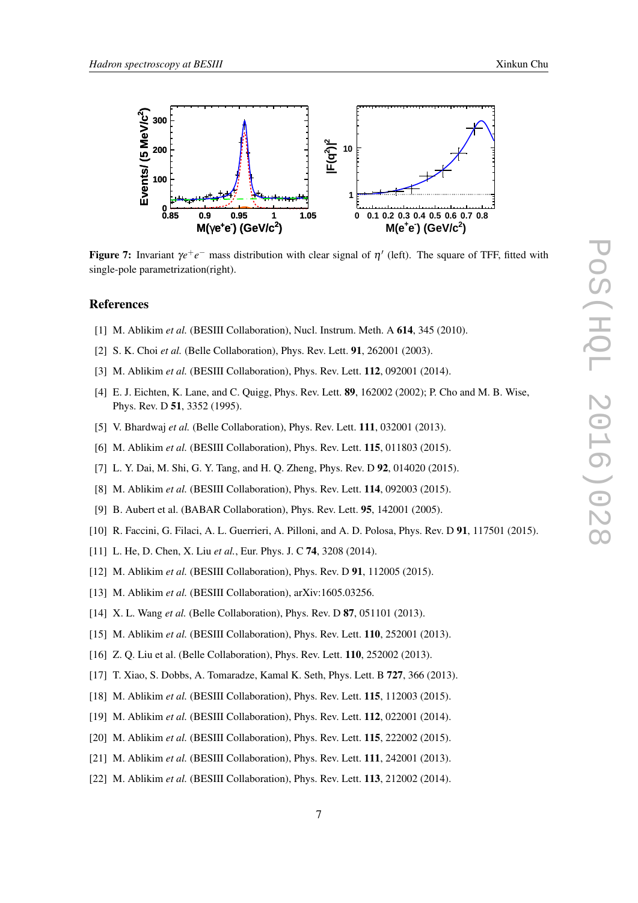**Figure 7:** Invariant $\gamma e^+e^-$ mass distribution with clear signal of $\eta'$ (left). The square of TFF, fitted with single-pole parametrization(right).

## References

[1] M. Ablikim *et al.* (BESIII Collaboration), Nucl. Instrum. Meth. A **614**, 345 (2010).

[2] S. K. Choi *et al.* (Belle Collaboration), Phys. Rev. Lett. **91**, 262001 (2003).

[3] M. Ablikim *et al.* (BESIII Collaboration), Phys. Rev. Lett. **112**, 092001 (2014).

[4] E. J. Eichten, K. Lane, and C. Quigg, Phys. Rev. Lett. **89**, 162002 (2002); P. Cho and M. B. Wise, Phys. Rev. D **51**, 3352 (1995).

[5] V. Bhardwaj *et al.* (Belle Collaboration), Phys. Rev. Lett. **111**, 032001 (2013).

[6] M. Ablikim *et al.* (BESIII Collaboration), Phys. Rev. Lett. **115**, 011803 (2015).

[7] L. Y. Dai, M. Shi, G. Y. Tang, and H. Q. Zheng, Phys. Rev. D **92**, 014020 (2015).

[8] M. Ablikim *et al.* (BESIII Collaboration), Phys. Rev. Lett. **114**, 092003 (2015).

[9] B. Aubert et al. (BABAR Collaboration), Phys. Rev. Lett. **95**, 142001 (2005).

[10] R. Faccini, G. Filaci, A. L. Guerrieri, A. Pilloni, and A. D. Polosa, Phys. Rev. D **91**, 117501 (2015).

[11] L. He, D. Chen, X. Liu *et al.*, Eur. Phys. J. C **74**, 3208 (2014).

[12] M. Ablikim *et al.* (BESIII Collaboration), Phys. Rev. D **91**, 112005 (2015).

[13] M. Ablikim *et al.* (BESIII Collaboration), arXiv:1605.03256.

[14] X. L. Wang *et al.* (Belle Collaboration), Phys. Rev. D **87**, 051101 (2013).

[15] M. Ablikim *et al.* (BESIII Collaboration), Phys. Rev. Lett. **110**, 252001 (2013).

[16] Z. Q. Liu et al. (Belle Collaboration), Phys. Rev. Lett. **110**, 252002 (2013).

[17] T. Xiao, S. Dobbs, A. Tomaradze, Kamal K. Seth, Phys. Lett. B **727**, 366 (2013).

[18] M. Ablikim *et al.* (BESIII Collaboration), Phys. Rev. Lett. **115**, 112003 (2015).

[19] M. Ablikim *et al.* (BESIII Collaboration), Phys. Rev. Lett. **112**, 022001 (2014).

[20] M. Ablikim *et al.* (BESIII Collaboration), Phys. Rev. Lett. **115**, 222002 (2015).

[21] M. Ablikim *et al.* (BESIII Collaboration), Phys. Rev. Lett. **111**, 242001 (2013).

[22] M. Ablikim *et al.* (BESIII Collaboration), Phys. Rev. Lett. **113**, 212002 (2014).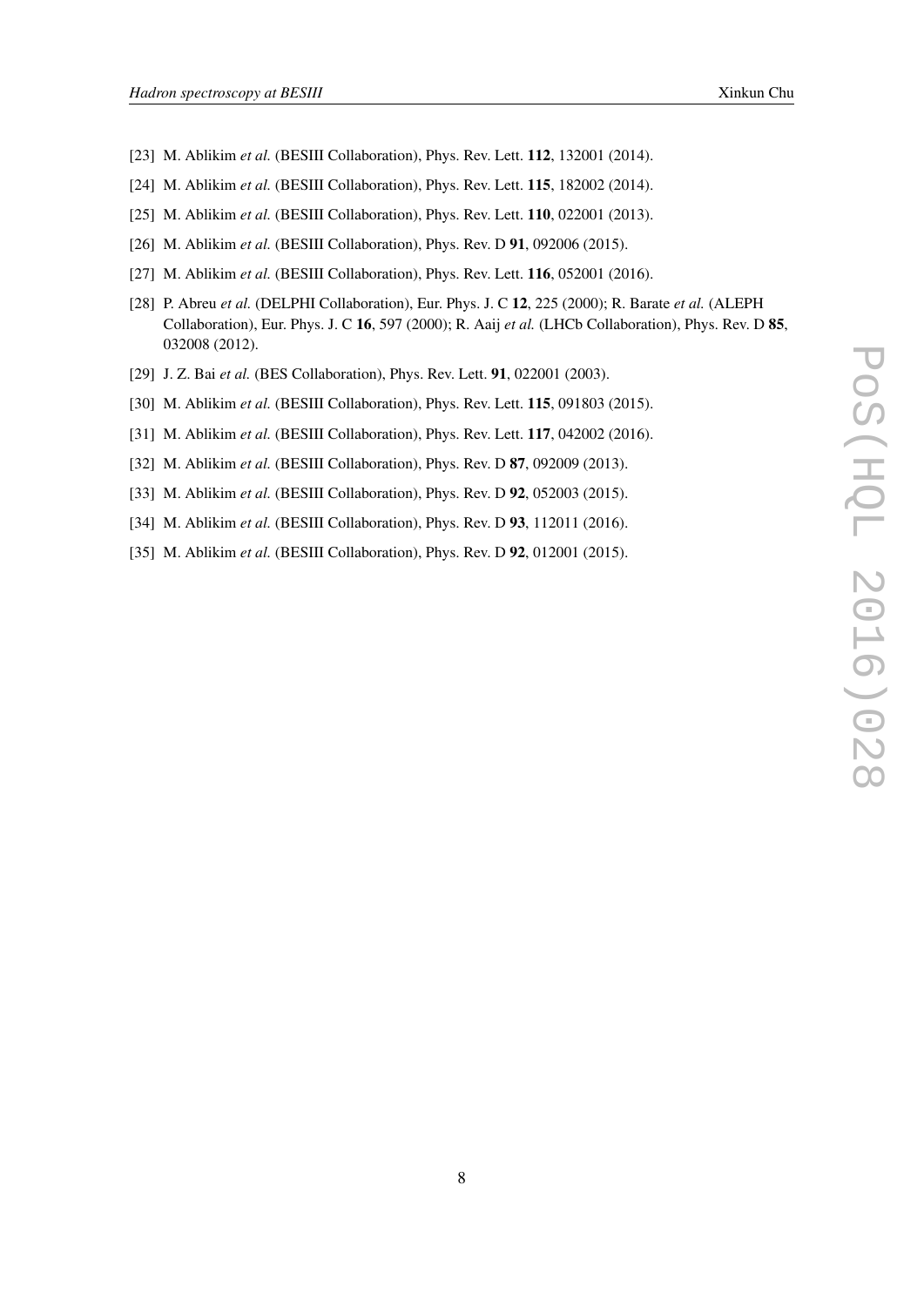[23] M. Ablikim *et al.* (BESIII Collaboration), Phys. Rev. Lett. **112**, 132001 (2014).

[24] M. Ablikim *et al.* (BESIII Collaboration), Phys. Rev. Lett. **115**, 182002 (2014).

[25] M. Ablikim *et al.* (BESIII Collaboration), Phys. Rev. Lett. **110**, 022001 (2013).

[26] M. Ablikim *et al.* (BESIII Collaboration), Phys. Rev. D **91**, 092006 (2015).

[27] M. Ablikim *et al.* (BESIII Collaboration), Phys. Rev. Lett. **116**, 052001 (2016).

[28] P. Abreu *et al.* (DELPHI Collaboration), Eur. Phys. J. C **12**, 225 (2000); R. Barate *et al.* (ALEPH Collaboration), Eur. Phys. J. C **16**, 597 (2000); R. Aaij *et al.* (LHCb Collaboration), Phys. Rev. D **85**, 032008 (2012).

[29] J. Z. Bai *et al.* (BES Collaboration), Phys. Rev. Lett. **91**, 022001 (2003).

[30] M. Ablikim *et al.* (BESIII Collaboration), Phys. Rev. Lett. **115**, 091803 (2015).

[31] M. Ablikim *et al.* (BESIII Collaboration), Phys. Rev. Lett. **117**, 042002 (2016).

[32] M. Ablikim *et al.* (BESIII Collaboration), Phys. Rev. D **87**, 092009 (2013).

[33] M. Ablikim *et al.* (BESIII Collaboration), Phys. Rev. D **92**, 052003 (2015).

[34] M. Ablikim *et al.* (BESIII Collaboration), Phys. Rev. D **93**, 112011 (2016).

[35] M. Ablikim *et al.* (BESIII Collaboration), Phys. Rev. D **92**, 012001 (2015).